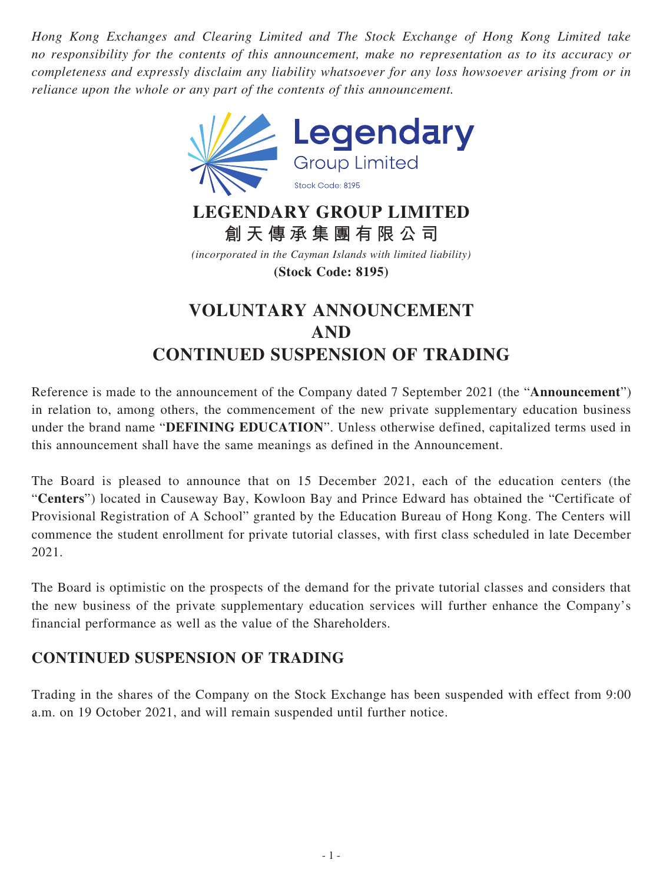*Hong Kong Exchanges and Clearing Limited and The Stock Exchange of Hong Kong Limited take no responsibility for the contents of this announcement, make no representation as to its accuracy or completeness and expressly disclaim any liability whatsoever for any loss howsoever arising from or in reliance upon the whole or any part of the contents of this announcement.*

Legendary
Group Limited
Stock Code: 8195

# LEGENDARY GROUP LIMITED
# 創天傳承集團有限公司

*(incorporated in the Cayman Islands with limited liability)*

**(Stock Code: 8195)**

# VOLUNTARY ANNOUNCEMENT AND CONTINUED SUSPENSION OF TRADING

Reference is made to the announcement of the Company dated 7 September 2021 (the "**Announcement**") in relation to, among others, the commencement of the new private supplementary education business under the brand name "**DEFINING EDUCATION**". Unless otherwise defined, capitalized terms used in this announcement shall have the same meanings as defined in the Announcement.

The Board is pleased to announce that on 15 December 2021, each of the education centers (the "**Centers**") located in Causeway Bay, Kowloon Bay and Prince Edward has obtained the "Certificate of Provisional Registration of A School" granted by the Education Bureau of Hong Kong. The Centers will commence the student enrollment for private tutorial classes, with first class scheduled in late December 2021.

The Board is optimistic on the prospects of the demand for the private tutorial classes and considers that the new business of the private supplementary education services will further enhance the Company's financial performance as well as the value of the Shareholders.

## CONTINUED SUSPENSION OF TRADING

Trading in the shares of the Company on the Stock Exchange has been suspended with effect from 9:00 a.m. on 19 October 2021, and will remain suspended until further notice.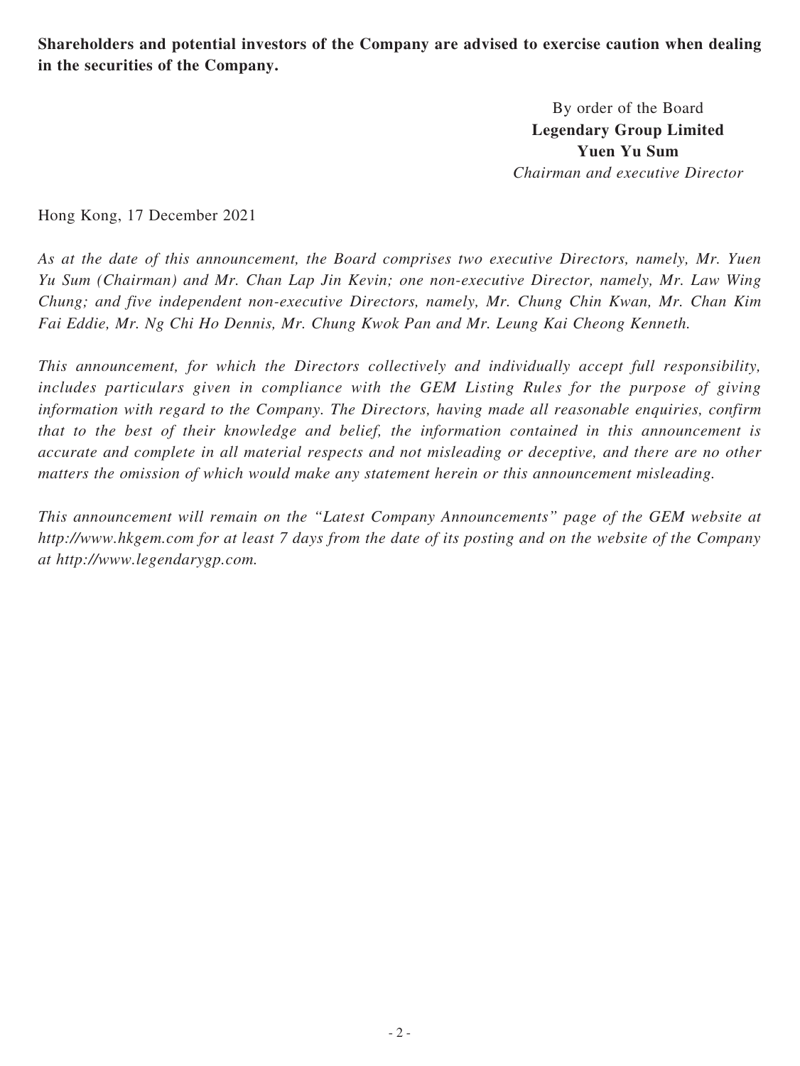**Shareholders and potential investors of the Company are advised to exercise caution when dealing in the securities of the Company.**

By order of the Board
**Legendary Group Limited**
**Yuen Yu Sum**
*Chairman and executive Director*

Hong Kong, 17 December 2021

*As at the date of this announcement, the Board comprises two executive Directors, namely, Mr. Yuen Yu Sum (Chairman) and Mr. Chan Lap Jin Kevin; one non-executive Director, namely, Mr. Law Wing Chung; and five independent non-executive Directors, namely, Mr. Chung Chin Kwan, Mr. Chan Kim Fai Eddie, Mr. Ng Chi Ho Dennis, Mr. Chung Kwok Pan and Mr. Leung Kai Cheong Kenneth.*

*This announcement, for which the Directors collectively and individually accept full responsibility, includes particulars given in compliance with the GEM Listing Rules for the purpose of giving information with regard to the Company. The Directors, having made all reasonable enquiries, confirm that to the best of their knowledge and belief, the information contained in this announcement is accurate and complete in all material respects and not misleading or deceptive, and there are no other matters the omission of which would make any statement herein or this announcement misleading.*

*This announcement will remain on the "Latest Company Announcements" page of the GEM website at http://www.hkgem.com for at least 7 days from the date of its posting and on the website of the Company at http://www.legendarygp.com.*